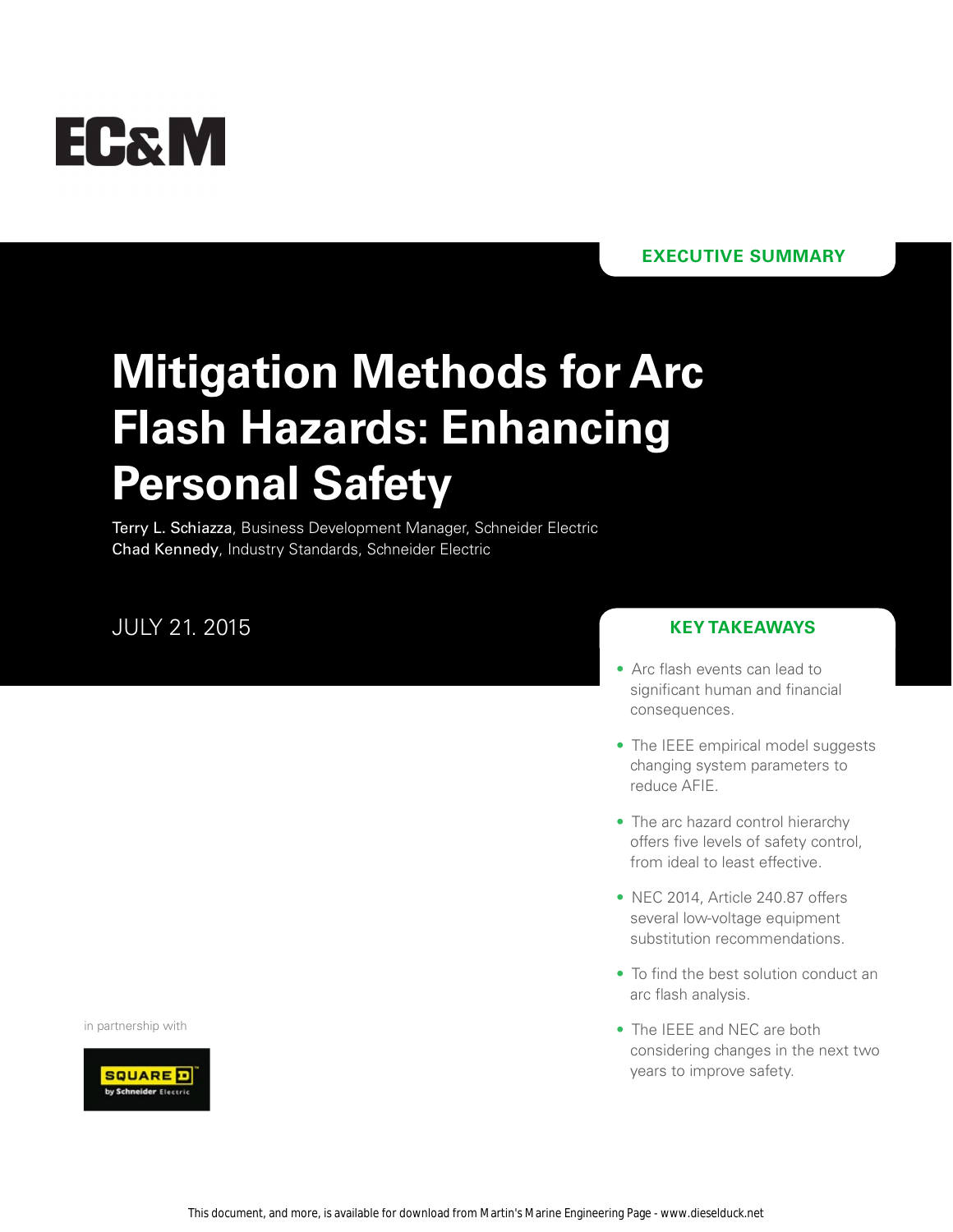EC&M

EXECUTIVE SUMMARY

# Mitigation Methods for Arc Flash Hazards: Enhancing Personal Safety

**Terry L. Schiazza**, Business Development Manager, Schneider Electric
**Chad Kennedy**, Industry Standards, Schneider Electric

JULY 21. 2015

## KEY TAKEAWAYS

- Arc flash events can lead to significant human and financial consequences.
- The IEEE empirical model suggests changing system parameters to reduce AFIE.
- The arc hazard control hierarchy offers five levels of safety control, from ideal to least effective.
- NEC 2014, Article 240.87 offers several low-voltage equipment substitution recommendations.
- To find the best solution conduct an arc flash analysis.
- The IEEE and NEC are both considering changes in the next two years to improve safety.

in partnership with

SQUARE D by Schneider Electric

This document, and more, is available for download from Martin's Marine Engineering Page - www.dieselduck.net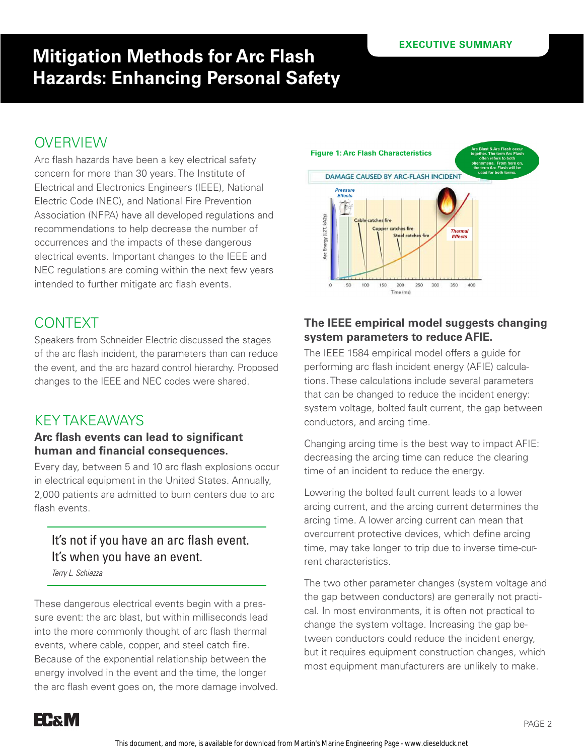# Mitigation Methods for Arc Flash Hazards: Enhancing Personal Safety

EXECUTIVE SUMMARY

## OVERVIEW

Arc flash hazards have been a key electrical safety concern for more than 30 years. The Institute of Electrical and Electronics Engineers (IEEE), National Electric Code (NEC), and National Fire Prevention Association (NFPA) have all developed regulations and recommendations to help decrease the number of occurrences and the impacts of these dangerous electrical events. Important changes to the IEEE and NEC regulations are coming within the next few years intended to further mitigate arc flash events.

## CONTEXT

Speakers from Schneider Electric discussed the stages of the arc flash incident, the parameters than can reduce the event, and the arc hazard control hierarchy. Proposed changes to the IEEE and NEC codes were shared.

## KEY TAKEAWAYS

### Arc flash events can lead to significant human and financial consequences.

Every day, between 5 and 10 arc flash explosions occur in electrical equipment in the United States. Annually, 2,000 patients are admitted to burn centers due to arc flash events.

> It's not if you have an arc flash event. It's when you have an event.
>
> *Terry L. Schiazza*

These dangerous electrical events begin with a pressure event: the arc blast, but within milliseconds lead into the more commonly thought of arc flash thermal events, where cable, copper, and steel catch fire. Because of the exponential relationship between the energy involved in the event and the time, the longer the arc flash event goes on, the more damage involved.

**Figure 1: Arc Flash Characteristics**

DAMAGE CAUSED BY ARC-FLASH INCIDENT

Arc Blast & Arc Flash occur together. The term Arc Flash often refers to both phenomena. From here on, the term Arc Flash will be used for both terms.

Pressure Effects; Cable catches fire; Copper catches fire; Steel catches fire; Thermal Effects

Arc Energy ($I^2T$, kA2s) vs. Time (ms): 0, 50, 100, 150, 200, 250, 300, 350, 400

### The IEEE empirical model suggests changing system parameters to reduce AFIE.

The IEEE 1584 empirical model offers a guide for performing arc flash incident energy (AFIE) calculations. These calculations include several parameters that can be changed to reduce the incident energy: system voltage, bolted fault current, the gap between conductors, and arcing time.

Changing arcing time is the best way to impact AFIE: decreasing the arcing time can reduce the clearing time of an incident to reduce the energy.

Lowering the bolted fault current leads to a lower arcing current, and the arcing current determines the arcing time. A lower arcing current can mean that overcurrent protective devices, which define arcing time, may take longer to trip due to inverse time-current characteristics.

The two other parameter changes (system voltage and the gap between conductors) are generally not practical. In most environments, it is often not practical to change the system voltage. Increasing the gap between conductors could reduce the incident energy, but it requires equipment construction changes, which most equipment manufacturers are unlikely to make.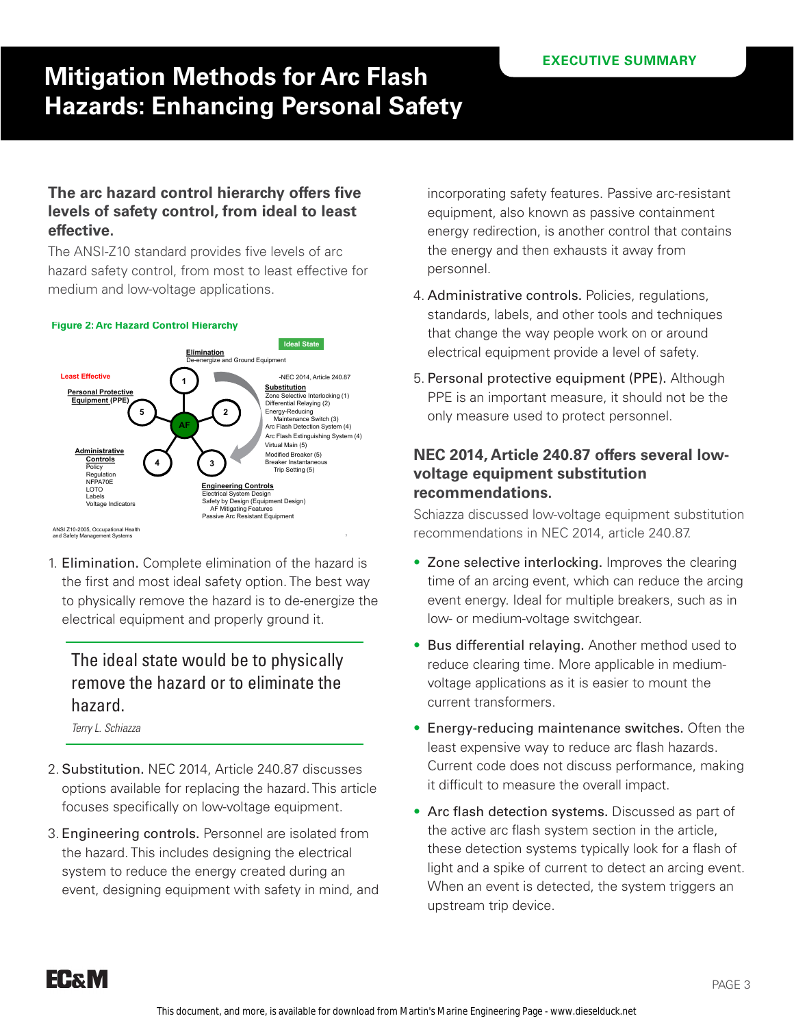# Mitigation Methods for Arc Flash Hazards: Enhancing Personal Safety

EXECUTIVE SUMMARY

### The arc hazard control hierarchy offers five levels of safety control, from ideal to least effective.

The ANSI-Z10 standard provides five levels of arc hazard safety control, from most to least effective for medium and low-voltage applications.

**Figure 2: Arc Hazard Control Hierarchy**

Ideal State

**Elimination**
De-energize and Ground Equipment

Least Effective

-NEC 2014, Article 240.87

**Substitution**
Zone Selective Interlocking (1)
Differential Relaying (2)
Energy-Reducing Maintenance Switch (3)
Arc Flash Detection System (4)
Arc Flash Extinguishing System (4)
Virtual Main (5)
Modified Breaker (5)
Breaker Instantaneous Trip Setting (5)

**Personal Protective Equipment (PPE)**

**Administrative Controls**
Policy
Regulation
NFPA70E
LOTO
Labels
Voltage Indicators

**Engineering Controls**
Electrical System Design
Safety by Design (Equipment Design)
AF Mitigating Features
Passive Arc Resistant Equipment

ANSI Z10-2005, Occupational Health and Safety Management Systems

1. Elimination. Complete elimination of the hazard is the first and most ideal safety option. The best way to physically remove the hazard is to de-energize the electrical equipment and properly ground it.

> The ideal state would be to physically remove the hazard or to eliminate the hazard.
>
> *Terry L. Schiazza*

2. Substitution. NEC 2014, Article 240.87 discusses options available for replacing the hazard. This article focuses specifically on low-voltage equipment.
3. Engineering controls. Personnel are isolated from the hazard. This includes designing the electrical system to reduce the energy created during an event, designing equipment with safety in mind, and incorporating safety features. Passive arc-resistant equipment, also known as passive containment energy redirection, is another control that contains the energy and then exhausts it away from personnel.
4. Administrative controls. Policies, regulations, standards, labels, and other tools and techniques that change the way people work on or around electrical equipment provide a level of safety.
5. Personal protective equipment (PPE). Although PPE is an important measure, it should not be the only measure used to protect personnel.

### NEC 2014, Article 240.87 offers several low-voltage equipment substitution recommendations.

Schiazza discussed low-voltage equipment substitution recommendations in NEC 2014, article 240.87.

- Zone selective interlocking. Improves the clearing time of an arcing event, which can reduce the arcing event energy. Ideal for multiple breakers, such as in low- or medium-voltage switchgear.
- Bus differential relaying. Another method used to reduce clearing time. More applicable in medium-voltage applications as it is easier to mount the current transformers.
- Energy-reducing maintenance switches. Often the least expensive way to reduce arc flash hazards. Current code does not discuss performance, making it difficult to measure the overall impact.
- Arc flash detection systems. Discussed as part of the active arc flash system section in the article, these detection systems typically look for a flash of light and a spike of current to detect an arcing event. When an event is detected, the system triggers an upstream trip device.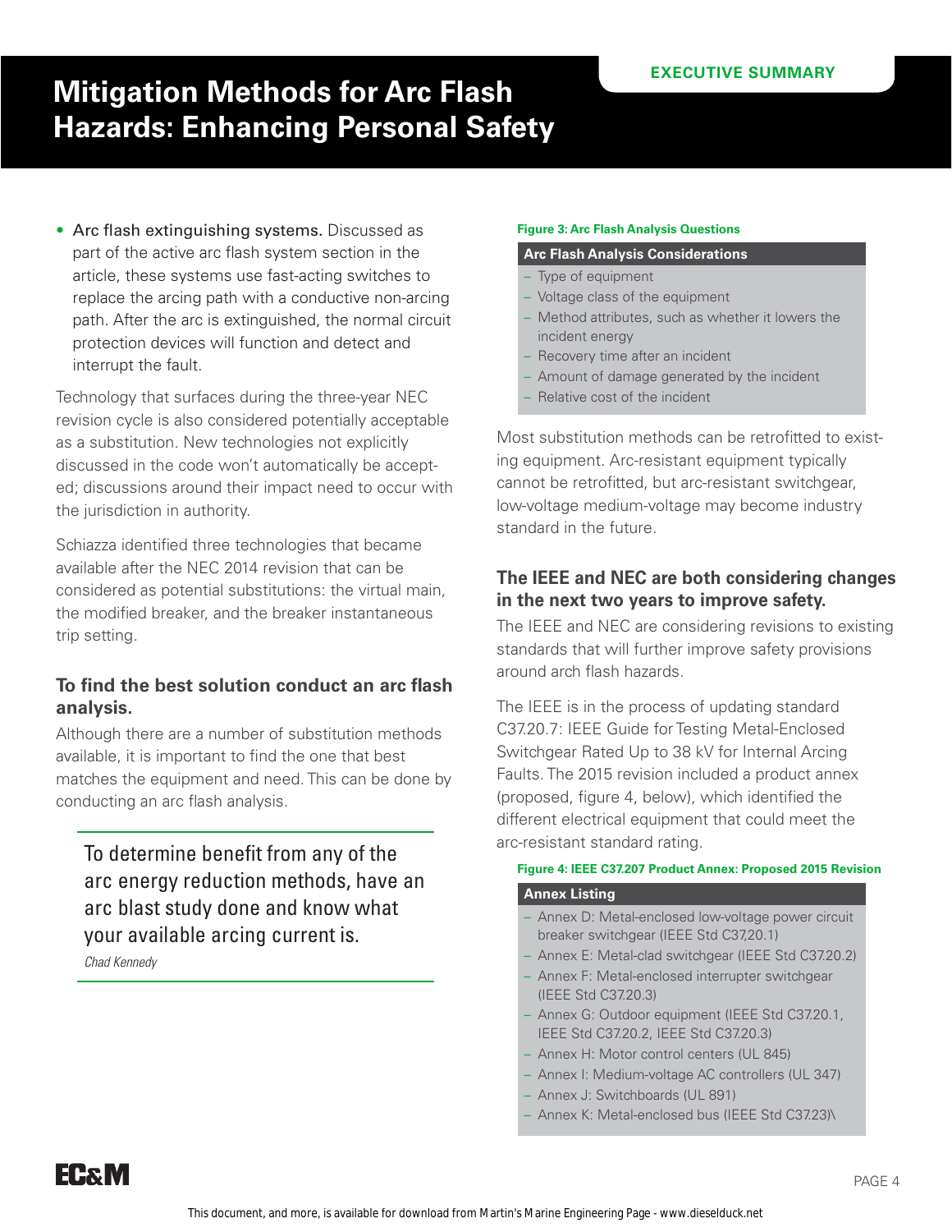- **Arc flash extinguishing systems.** Discussed as part of the active arc flash system section in the article, these systems use fast-acting switches to replace the arcing path with a conductive non-arcing path. After the arc is extinguished, the normal circuit protection devices will function and detect and interrupt the fault.

Technology that surfaces during the three-year NEC revision cycle is also considered potentially acceptable as a substitution. New technologies not explicitly discussed in the code won't automatically be accepted; discussions around their impact need to occur with the jurisdiction in authority.

Schiazza identified three technologies that became available after the NEC 2014 revision that can be considered as potential substitutions: the virtual main, the modified breaker, and the breaker instantaneous trip setting.

## To find the best solution conduct an arc flash analysis.

Although there are a number of substitution methods available, it is important to find the one that best matches the equipment and need. This can be done by conducting an arc flash analysis.

> To determine benefit from any of the arc energy reduction methods, have an arc blast study done and know what your available arcing current is.
>
> *Chad Kennedy*

**Figure 3: Arc Flash Analysis Questions**

| Arc Flash Analysis Considerations |
|---|
| – Type of equipment |
| – Voltage class of the equipment |
| – Method attributes, such as whether it lowers the incident energy |
| – Recovery time after an incident |
| – Amount of damage generated by the incident |
| – Relative cost of the incident |

Most substitution methods can be retrofitted to existing equipment. Arc-resistant equipment typically cannot be retrofitted, but arc-resistant switchgear, low-voltage medium-voltage may become industry standard in the future.

## The IEEE and NEC are both considering changes in the next two years to improve safety.

The IEEE and NEC are considering revisions to existing standards that will further improve safety provisions around arch flash hazards.

The IEEE is in the process of updating standard C37.20.7: IEEE Guide for Testing Metal-Enclosed Switchgear Rated Up to 38 kV for Internal Arcing Faults. The 2015 revision included a product annex (proposed, figure 4, below), which identified the different electrical equipment that could meet the arc-resistant standard rating.

**Figure 4: IEEE C37.207 Product Annex: Proposed 2015 Revision**

| Annex Listing |
|---|
| – Annex D: Metal-enclosed low-voltage power circuit breaker switchgear (IEEE Std C37,20.1) |
| – Annex E: Metal-clad switchgear (IEEE Std C37.20.2) |
| – Annex F: Metal-enclosed interrupter switchgear (IEEE Std C37.20.3) |
| – Annex G: Outdoor equipment (IEEE Std C37.20.1, IEEE Std C37.20.2, IEEE Std C37.20.3) |
| – Annex H: Motor control centers (UL 845) |
| – Annex I: Medium-voltage AC controllers (UL 347) |
| – Annex J: Switchboards (UL 891) |
| – Annex K: Metal-enclosed bus (IEEE Std C37.23)\ |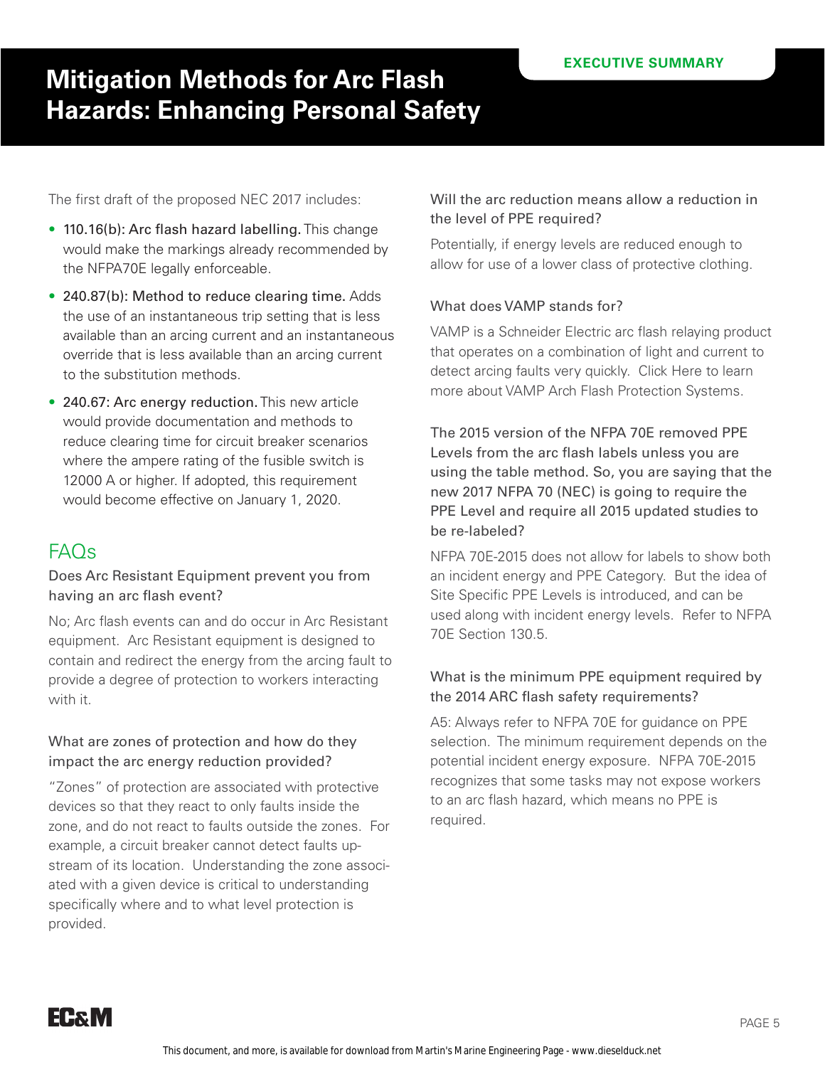# Mitigation Methods for Arc Flash Hazards: Enhancing Personal Safety

EXECUTIVE SUMMARY

The first draft of the proposed NEC 2017 includes:

- 110.16(b): Arc flash hazard labelling. This change would make the markings already recommended by the NFPA70E legally enforceable.
- 240.87(b): Method to reduce clearing time. Adds the use of an instantaneous trip setting that is less available than an arcing current and an instantaneous override that is less available than an arcing current to the substitution methods.
- 240.67: Arc energy reduction. This new article would provide documentation and methods to reduce clearing time for circuit breaker scenarios where the ampere rating of the fusible switch is 12000 A or higher. If adopted, this requirement would become effective on January 1, 2020.

## FAQs

Does Arc Resistant Equipment prevent you from having an arc flash event?

No; Arc flash events can and do occur in Arc Resistant equipment. Arc Resistant equipment is designed to contain and redirect the energy from the arcing fault to provide a degree of protection to workers interacting with it.

What are zones of protection and how do they impact the arc energy reduction provided?

"Zones" of protection are associated with protective devices so that they react to only faults inside the zone, and do not react to faults outside the zones. For example, a circuit breaker cannot detect faults up-stream of its location. Understanding the zone associated with a given device is critical to understanding specifically where and to what level protection is provided.

Will the arc reduction means allow a reduction in the level of PPE required?

Potentially, if energy levels are reduced enough to allow for use of a lower class of protective clothing.

What does VAMP stands for?

VAMP is a Schneider Electric arc flash relaying product that operates on a combination of light and current to detect arcing faults very quickly. Click Here to learn more about VAMP Arch Flash Protection Systems.

The 2015 version of the NFPA 70E removed PPE Levels from the arc flash labels unless you are using the table method. So, you are saying that the new 2017 NFPA 70 (NEC) is going to require the PPE Level and require all 2015 updated studies to be re-labeled?

NFPA 70E-2015 does not allow for labels to show both an incident energy and PPE Category. But the idea of Site Specific PPE Levels is introduced, and can be used along with incident energy levels. Refer to NFPA 70E Section 130.5.

What is the minimum PPE equipment required by the 2014 ARC flash safety requirements?

A5: Always refer to NFPA 70E for guidance on PPE selection. The minimum requirement depends on the potential incident energy exposure. NFPA 70E-2015 recognizes that some tasks may not expose workers to an arc flash hazard, which means no PPE is required.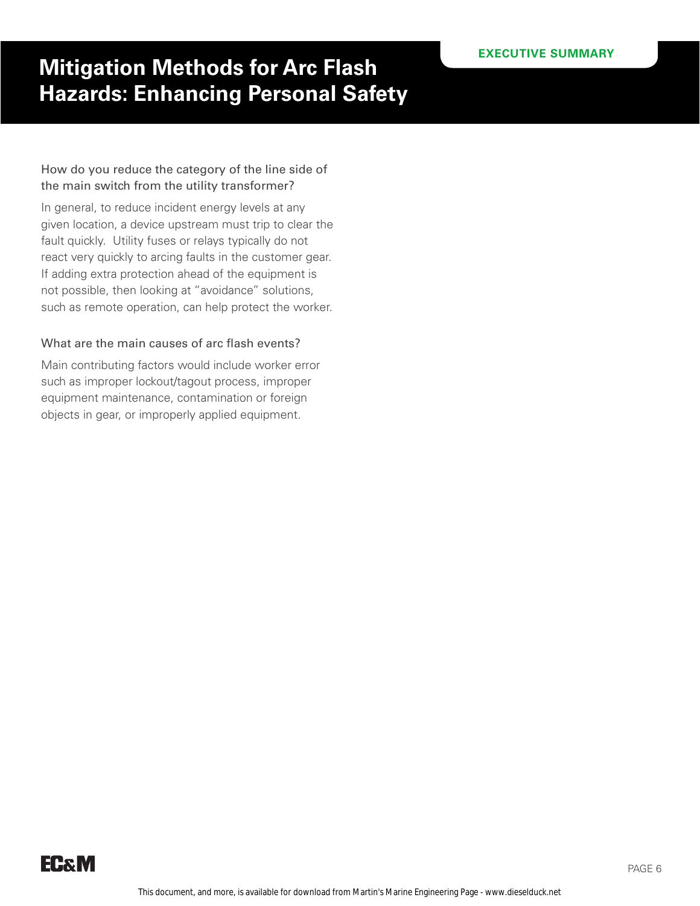How do you reduce the category of the line side of the main switch from the utility transformer?

In general, to reduce incident energy levels at any given location, a device upstream must trip to clear the fault quickly. Utility fuses or relays typically do not react very quickly to arcing faults in the customer gear. If adding extra protection ahead of the equipment is not possible, then looking at "avoidance" solutions, such as remote operation, can help protect the worker.

What are the main causes of arc flash events?

Main contributing factors would include worker error such as improper lockout/tagout process, improper equipment maintenance, contamination or foreign objects in gear, or improperly applied equipment.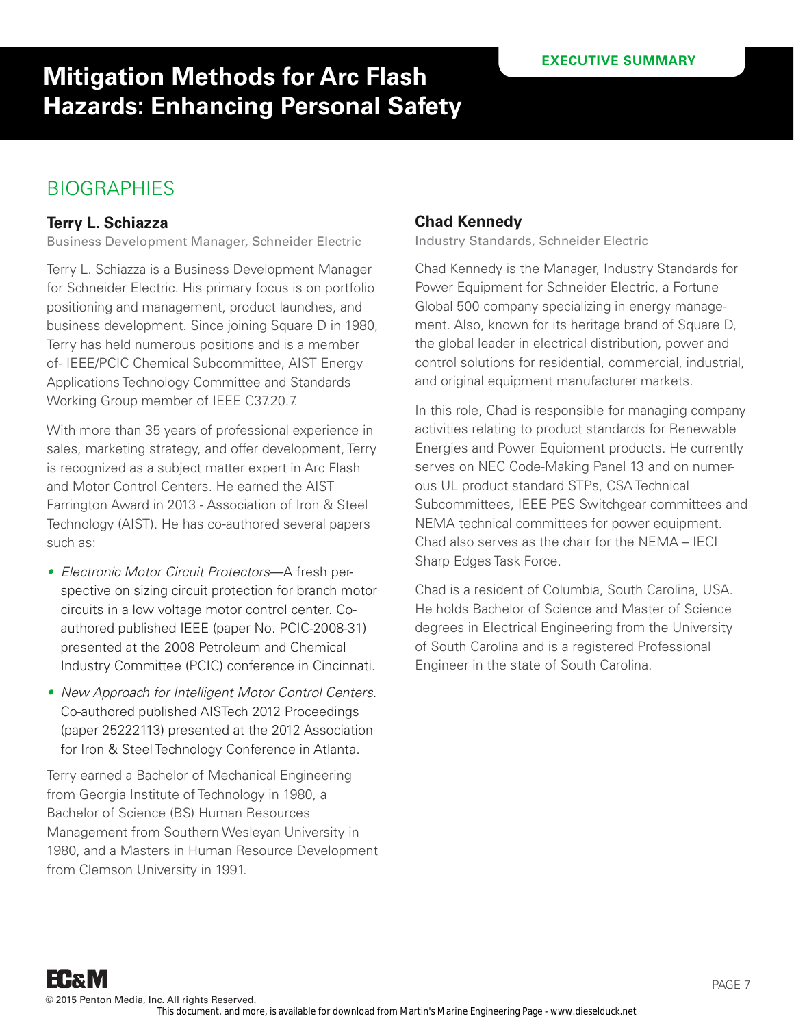## BIOGRAPHIES

### Terry L. Schiazza

Business Development Manager, Schneider Electric

Terry L. Schiazza is a Business Development Manager for Schneider Electric. His primary focus is on portfolio positioning and management, product launches, and business development. Since joining Square D in 1980, Terry has held numerous positions and is a member of- IEEE/PCIC Chemical Subcommittee, AIST Energy Applications Technology Committee and Standards Working Group member of IEEE C37.20.7.

With more than 35 years of professional experience in sales, marketing strategy, and offer development, Terry is recognized as a subject matter expert in Arc Flash and Motor Control Centers. He earned the AIST Farrington Award in 2013 - Association of Iron & Steel Technology (AIST). He has co-authored several papers such as:

- *Electronic Motor Circuit Protectors*—A fresh perspective on sizing circuit protection for branch motor circuits in a low voltage motor control center. Co-authored published IEEE (paper No. PCIC-2008-31) presented at the 2008 Petroleum and Chemical Industry Committee (PCIC) conference in Cincinnati.
- *New Approach for Intelligent Motor Control Centers*. Co-authored published AISTech 2012 Proceedings (paper 25222113) presented at the 2012 Association for Iron & Steel Technology Conference in Atlanta.

Terry earned a Bachelor of Mechanical Engineering from Georgia Institute of Technology in 1980, a Bachelor of Science (BS) Human Resources Management from Southern Wesleyan University in 1980, and a Masters in Human Resource Development from Clemson University in 1991.

### Chad Kennedy

Industry Standards, Schneider Electric

Chad Kennedy is the Manager, Industry Standards for Power Equipment for Schneider Electric, a Fortune Global 500 company specializing in energy management. Also, known for its heritage brand of Square D, the global leader in electrical distribution, power and control solutions for residential, commercial, industrial, and original equipment manufacturer markets.

In this role, Chad is responsible for managing company activities relating to product standards for Renewable Energies and Power Equipment products. He currently serves on NEC Code-Making Panel 13 and on numerous UL product standard STPs, CSA Technical Subcommittees, IEEE PES Switchgear committees and NEMA technical committees for power equipment. Chad also serves as the chair for the NEMA – IECI Sharp Edges Task Force.

Chad is a resident of Columbia, South Carolina, USA. He holds Bachelor of Science and Master of Science degrees in Electrical Engineering from the University of South Carolina and is a registered Professional Engineer in the state of South Carolina.